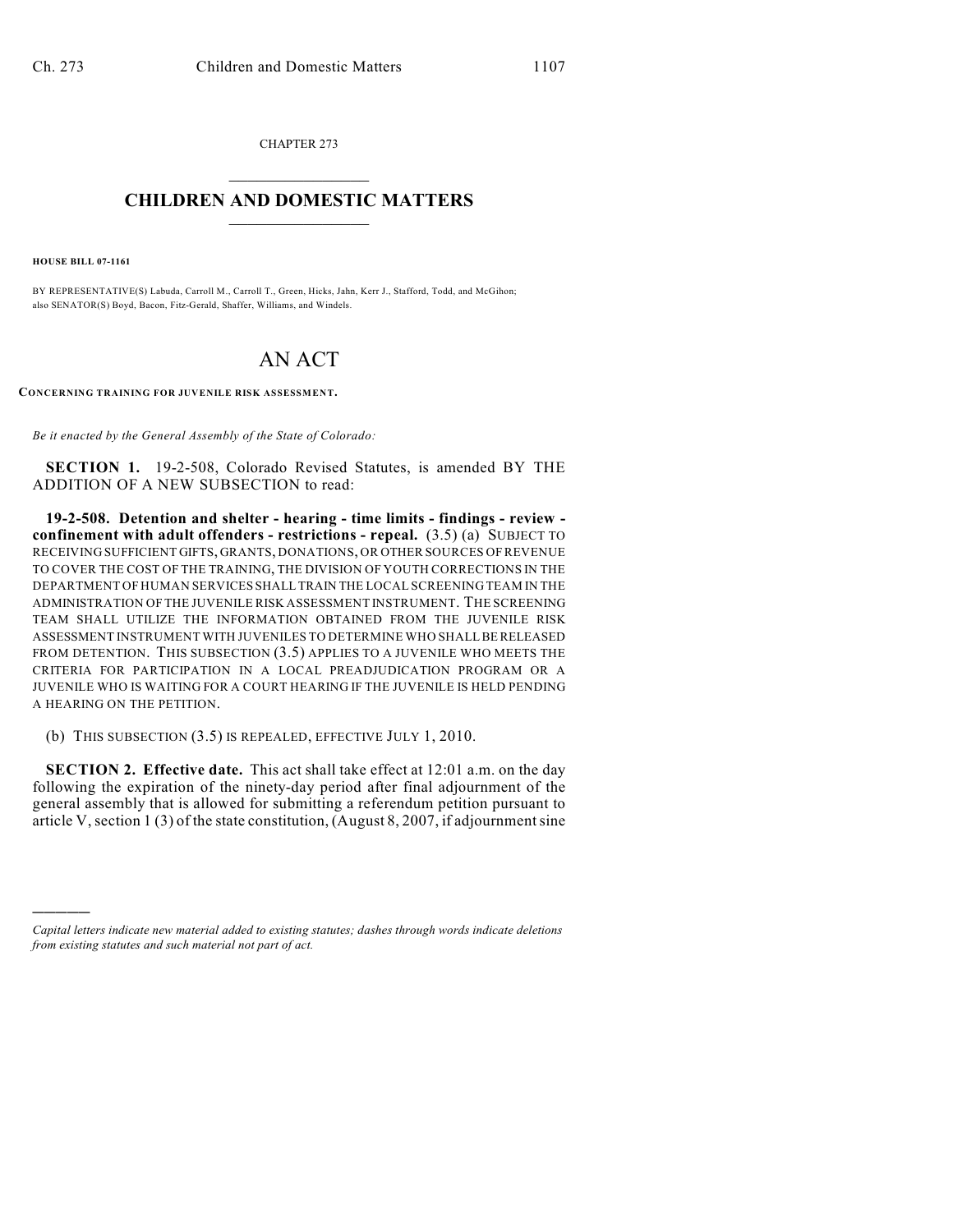CHAPTER 273

# CHILDREN AND DOMESTIC MATTERS

**HOUSE BILL 07-1161**

BY REPRESENTATIVE(S) Labuda, Carroll M., Carroll T., Green, Hicks, Jahn, Kerr J., Stafford, Todd, and McGihon; also SENATOR(S) Boyd, Bacon, Fitz-Gerald, Shaffer, Williams, and Windels.

# AN ACT

**CONCERNING TRAINING FOR JUVENILE RISK ASSESSMENT.**

*Be it enacted by the General Assembly of the State of Colorado:*

**SECTION 1.** 19-2-508, Colorado Revised Statutes, is amended BY THE ADDITION OF A NEW SUBSECTION to read:

**19-2-508. Detention and shelter - hearing - time limits - findings - review - confinement with adult offenders - restrictions - repeal.** (3.5) (a) SUBJECT TO RECEIVING SUFFICIENT GIFTS, GRANTS, DONATIONS, OR OTHER SOURCES OF REVENUE TO COVER THE COST OF THE TRAINING, THE DIVISION OF YOUTH CORRECTIONS IN THE DEPARTMENT OF HUMAN SERVICES SHALL TRAIN THE LOCAL SCREENING TEAM IN THE ADMINISTRATION OF THE JUVENILE RISK ASSESSMENT INSTRUMENT. THE SCREENING TEAM SHALL UTILIZE THE INFORMATION OBTAINED FROM THE JUVENILE RISK ASSESSMENT INSTRUMENT WITH JUVENILES TO DETERMINE WHO SHALL BE RELEASED FROM DETENTION. THIS SUBSECTION (3.5) APPLIES TO A JUVENILE WHO MEETS THE CRITERIA FOR PARTICIPATION IN A LOCAL PREADJUDICATION PROGRAM OR A JUVENILE WHO IS WAITING FOR A COURT HEARING IF THE JUVENILE IS HELD PENDING A HEARING ON THE PETITION.

(b) THIS SUBSECTION (3.5) IS REPEALED, EFFECTIVE JULY 1, 2010.

**SECTION 2. Effective date.** This act shall take effect at 12:01 a.m. on the day following the expiration of the ninety-day period after final adjournment of the general assembly that is allowed for submitting a referendum petition pursuant to article V, section 1 (3) of the state constitution, (August 8, 2007, if adjournment sine

*Capital letters indicate new material added to existing statutes; dashes through words indicate deletions from existing statutes and such material not part of act.*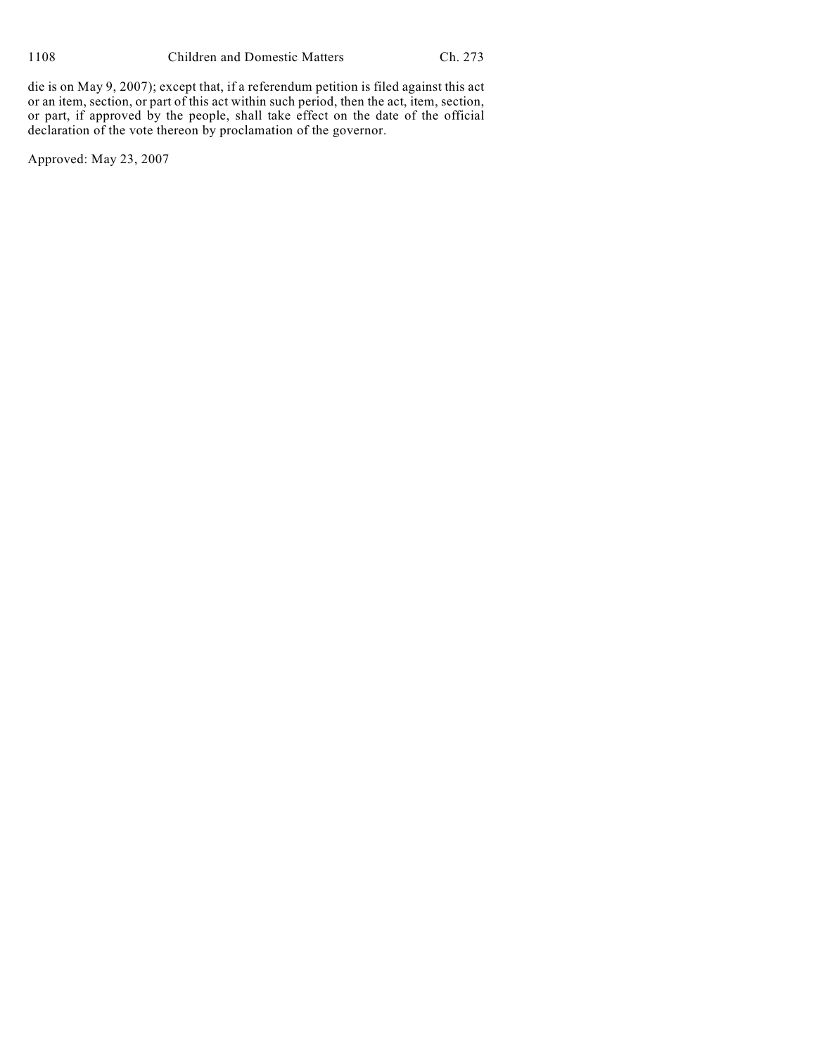die is on May 9, 2007); except that, if a referendum petition is filed against this act or an item, section, or part of this act within such period, then the act, item, section, or part, if approved by the people, shall take effect on the date of the official declaration of the vote thereon by proclamation of the governor.

Approved: May 23, 2007